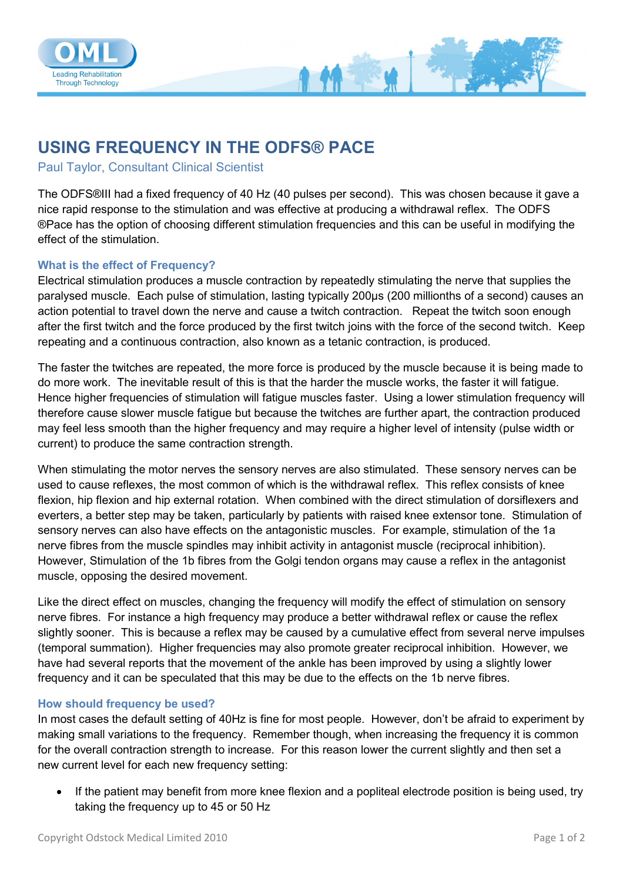# USING FREQUENCY IN THE ODFS® PACE

Paul Taylor, Consultant Clinical Scientist

The ODFS®III had a fixed frequency of 40 Hz (40 pulses per second). This was chosen because it gave a nice rapid response to the stimulation and was effective at producing a withdrawal reflex. The ODFS ®Pace has the option of choosing different stimulation frequencies and this can be useful in modifying the effect of the stimulation.

### What is the effect of Frequency?

Electrical stimulation produces a muscle contraction by repeatedly stimulating the nerve that supplies the paralysed muscle. Each pulse of stimulation, lasting typically 200µs (200 millionths of a second) causes an action potential to travel down the nerve and cause a twitch contraction. Repeat the twitch soon enough after the first twitch and the force produced by the first twitch joins with the force of the second twitch. Keep repeating and a continuous contraction, also known as a tetanic contraction, is produced.

The faster the twitches are repeated, the more force is produced by the muscle because it is being made to do more work. The inevitable result of this is that the harder the muscle works, the faster it will fatigue. Hence higher frequencies of stimulation will fatigue muscles faster. Using a lower stimulation frequency will therefore cause slower muscle fatigue but because the twitches are further apart, the contraction produced may feel less smooth than the higher frequency and may require a higher level of intensity (pulse width or current) to produce the same contraction strength.

When stimulating the motor nerves the sensory nerves are also stimulated. These sensory nerves can be used to cause reflexes, the most common of which is the withdrawal reflex. This reflex consists of knee flexion, hip flexion and hip external rotation. When combined with the direct stimulation of dorsiflexers and everters, a better step may be taken, particularly by patients with raised knee extensor tone. Stimulation of sensory nerves can also have effects on the antagonistic muscles. For example, stimulation of the 1a nerve fibres from the muscle spindles may inhibit activity in antagonist muscle (reciprocal inhibition). However, Stimulation of the 1b fibres from the Golgi tendon organs may cause a reflex in the antagonist muscle, opposing the desired movement.

Like the direct effect on muscles, changing the frequency will modify the effect of stimulation on sensory nerve fibres. For instance a high frequency may produce a better withdrawal reflex or cause the reflex slightly sooner. This is because a reflex may be caused by a cumulative effect from several nerve impulses (temporal summation). Higher frequencies may also promote greater reciprocal inhibition. However, we have had several reports that the movement of the ankle has been improved by using a slightly lower frequency and it can be speculated that this may be due to the effects on the 1b nerve fibres.

### How should frequency be used?

In most cases the default setting of 40Hz is fine for most people. However, don't be afraid to experiment by making small variations to the frequency. Remember though, when increasing the frequency it is common for the overall contraction strength to increase. For this reason lower the current slightly and then set a new current level for each new frequency setting:

- If the patient may benefit from more knee flexion and a popliteal electrode position is being used, try taking the frequency up to 45 or 50 Hz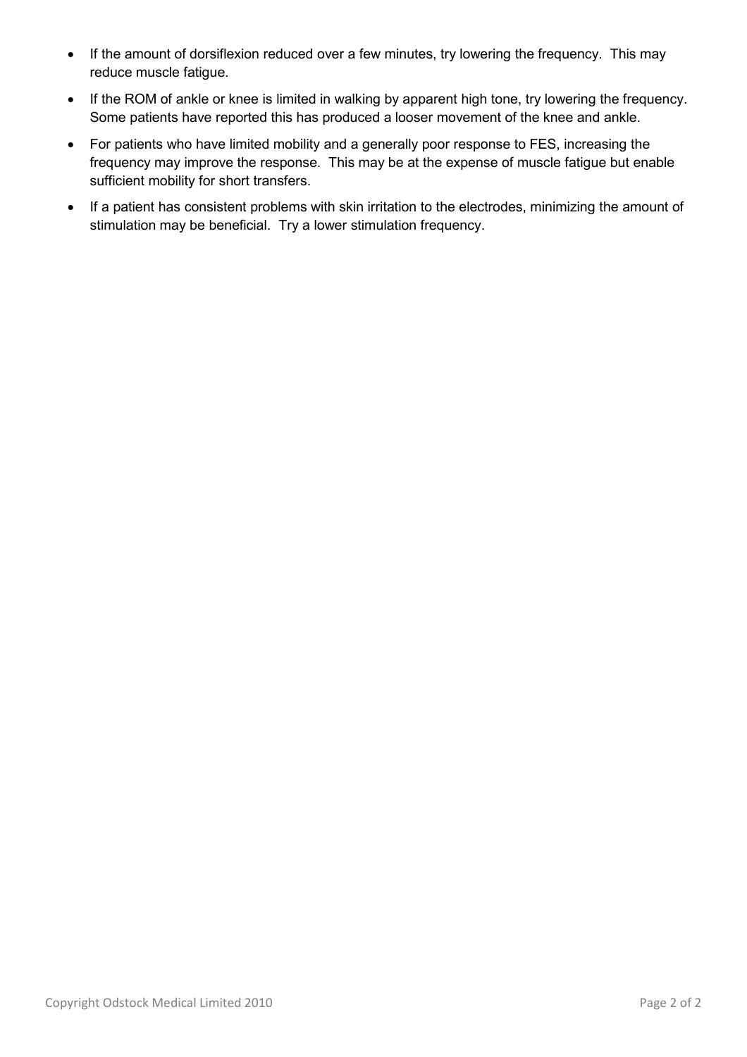- If the amount of dorsiflexion reduced over a few minutes, try lowering the frequency. This may reduce muscle fatigue.
- If the ROM of ankle or knee is limited in walking by apparent high tone, try lowering the frequency. Some patients have reported this has produced a looser movement of the knee and ankle.
- For patients who have limited mobility and a generally poor response to FES, increasing the frequency may improve the response. This may be at the expense of muscle fatigue but enable sufficient mobility for short transfers.
- If a patient has consistent problems with skin irritation to the electrodes, minimizing the amount of stimulation may be beneficial. Try a lower stimulation frequency.

Copyright Odstock Medical Limited 2010